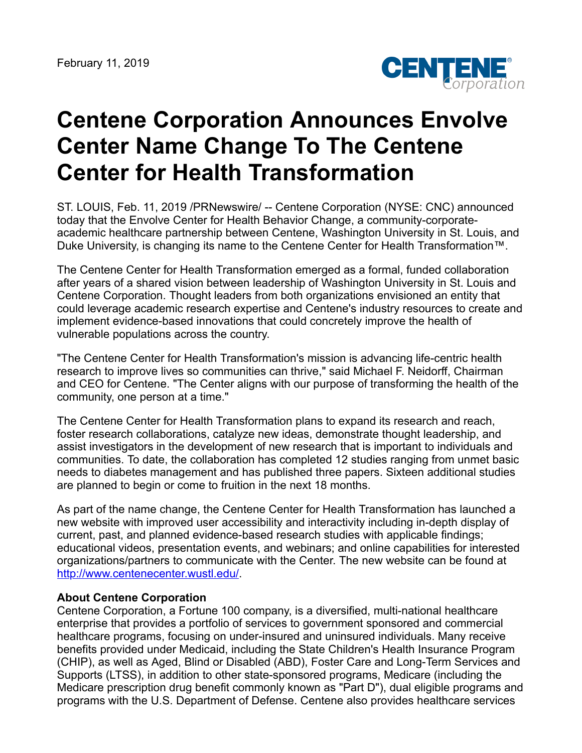February 11, 2019

# Centene Corporation Announces Envolve Center Name Change To The Centene Center for Health Transformation

ST. LOUIS, Feb. 11, 2019 /PRNewswire/ -- Centene Corporation (NYSE: CNC) announced today that the Envolve Center for Health Behavior Change, a community-corporate-academic healthcare partnership between Centene, Washington University in St. Louis, and Duke University, is changing its name to the Centene Center for Health Transformation™.

The Centene Center for Health Transformation emerged as a formal, funded collaboration after years of a shared vision between leadership of Washington University in St. Louis and Centene Corporation. Thought leaders from both organizations envisioned an entity that could leverage academic research expertise and Centene's industry resources to create and implement evidence-based innovations that could concretely improve the health of vulnerable populations across the country.

"The Centene Center for Health Transformation's mission is advancing life-centric health research to improve lives so communities can thrive," said Michael F. Neidorff, Chairman and CEO for Centene. "The Center aligns with our purpose of transforming the health of the community, one person at a time."

The Centene Center for Health Transformation plans to expand its research and reach, foster research collaborations, catalyze new ideas, demonstrate thought leadership, and assist investigators in the development of new research that is important to individuals and communities. To date, the collaboration has completed 12 studies ranging from unmet basic needs to diabetes management and has published three papers. Sixteen additional studies are planned to begin or come to fruition in the next 18 months.

As part of the name change, the Centene Center for Health Transformation has launched a new website with improved user accessibility and interactivity including in-depth display of current, past, and planned evidence-based research studies with applicable findings; educational videos, presentation events, and webinars; and online capabilities for interested organizations/partners to communicate with the Center. The new website can be found at [http://www.centenecenter.wustl.edu/](http://www.centenecenter.wustl.edu/).

**About Centene Corporation**
Centene Corporation, a Fortune 100 company, is a diversified, multi-national healthcare enterprise that provides a portfolio of services to government sponsored and commercial healthcare programs, focusing on under-insured and uninsured individuals. Many receive benefits provided under Medicaid, including the State Children's Health Insurance Program (CHIP), as well as Aged, Blind or Disabled (ABD), Foster Care and Long-Term Services and Supports (LTSS), in addition to other state-sponsored programs, Medicare (including the Medicare prescription drug benefit commonly known as "Part D"), dual eligible programs and programs with the U.S. Department of Defense. Centene also provides healthcare services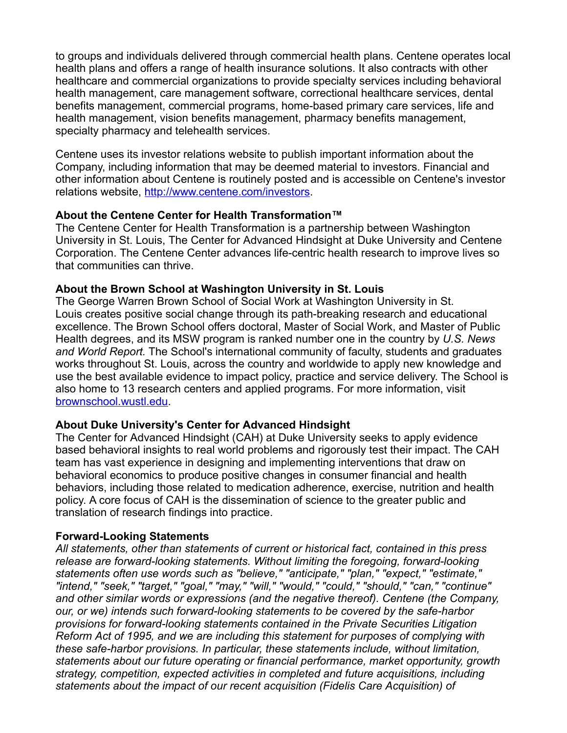to groups and individuals delivered through commercial health plans. Centene operates local health plans and offers a range of health insurance solutions. It also contracts with other healthcare and commercial organizations to provide specialty services including behavioral health management, care management software, correctional healthcare services, dental benefits management, commercial programs, home-based primary care services, life and health management, vision benefits management, pharmacy benefits management, specialty pharmacy and telehealth services.

Centene uses its investor relations website to publish important information about the Company, including information that may be deemed material to investors. Financial and other information about Centene is routinely posted and is accessible on Centene's investor relations website, [http://www.centene.com/investors](http://www.centene.com/investors).

**About the Centene Center for Health Transformation™**

The Centene Center for Health Transformation is a partnership between Washington University in St. Louis, The Center for Advanced Hindsight at Duke University and Centene Corporation. The Centene Center advances life-centric health research to improve lives so that communities can thrive.

**About the Brown School at Washington University in St. Louis**

The George Warren Brown School of Social Work at Washington University in St. Louis creates positive social change through its path-breaking research and educational excellence. The Brown School offers doctoral, Master of Social Work, and Master of Public Health degrees, and its MSW program is ranked number one in the country by *U.S. News and World Report.* The School's international community of faculty, students and graduates works throughout St. Louis, across the country and worldwide to apply new knowledge and use the best available evidence to impact policy, practice and service delivery. The School is also home to 13 research centers and applied programs. For more information, visit [brownschool.wustl.edu](brownschool.wustl.edu).

**About Duke University's Center for Advanced Hindsight**

The Center for Advanced Hindsight (CAH) at Duke University seeks to apply evidence based behavioral insights to real world problems and rigorously test their impact. The CAH team has vast experience in designing and implementing interventions that draw on behavioral economics to produce positive changes in consumer financial and health behaviors, including those related to medication adherence, exercise, nutrition and health policy. A core focus of CAH is the dissemination of science to the greater public and translation of research findings into practice.

**Forward-Looking Statements**

*All statements, other than statements of current or historical fact, contained in this press release are forward-looking statements. Without limiting the foregoing, forward-looking statements often use words such as "believe," "anticipate," "plan," "expect," "estimate," "intend," "seek," "target," "goal," "may," "will," "would," "could," "should," "can," "continue" and other similar words or expressions (and the negative thereof). Centene (the Company, our, or we) intends such forward-looking statements to be covered by the safe-harbor provisions for forward-looking statements contained in the Private Securities Litigation Reform Act of 1995, and we are including this statement for purposes of complying with these safe-harbor provisions. In particular, these statements include, without limitation, statements about our future operating or financial performance, market opportunity, growth strategy, competition, expected activities in completed and future acquisitions, including statements about the impact of our recent acquisition (Fidelis Care Acquisition) of*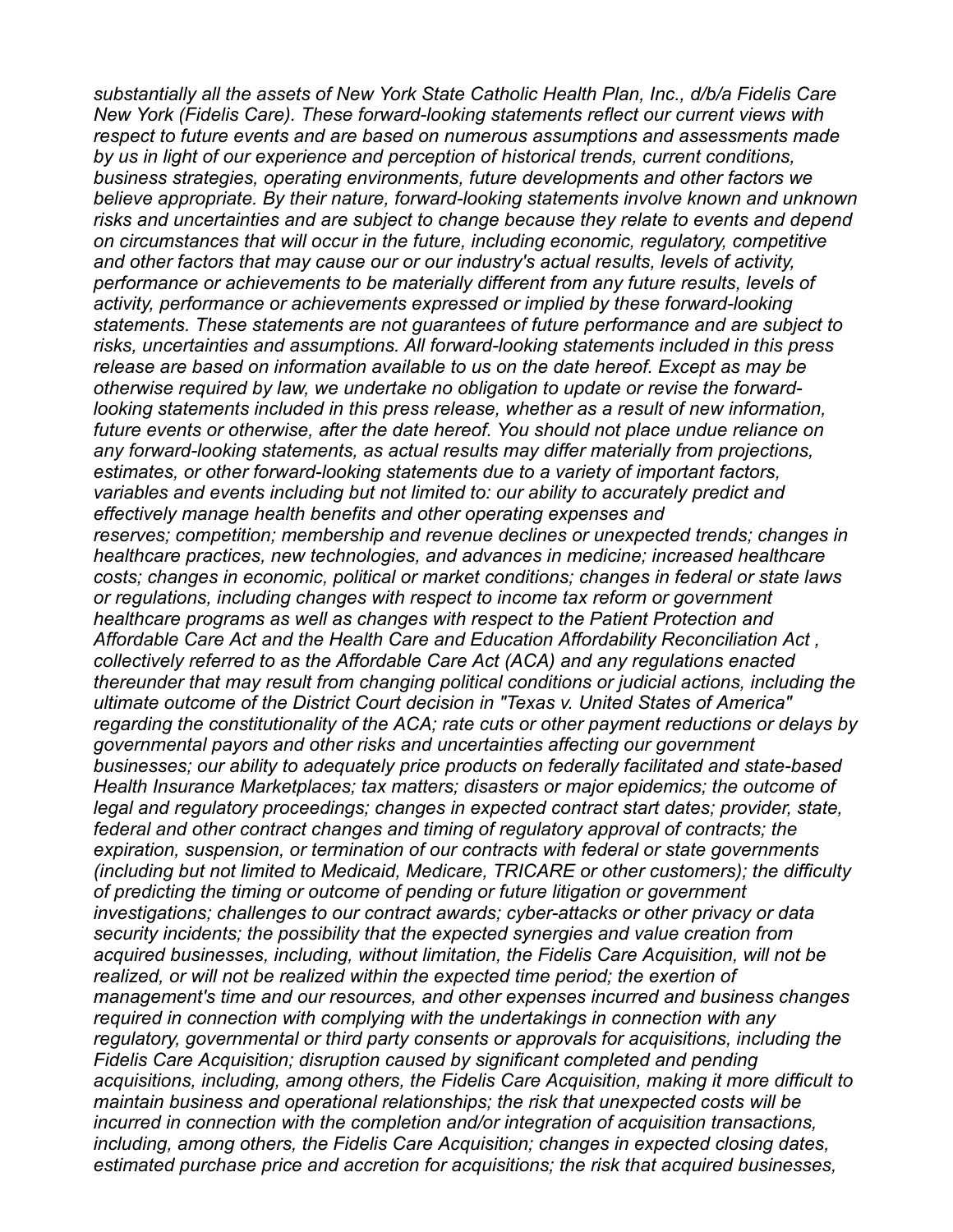*substantially all the assets of New York State Catholic Health Plan, Inc., d/b/a Fidelis Care New York (Fidelis Care). These forward-looking statements reflect our current views with respect to future events and are based on numerous assumptions and assessments made by us in light of our experience and perception of historical trends, current conditions, business strategies, operating environments, future developments and other factors we believe appropriate. By their nature, forward-looking statements involve known and unknown risks and uncertainties and are subject to change because they relate to events and depend on circumstances that will occur in the future, including economic, regulatory, competitive and other factors that may cause our or our industry's actual results, levels of activity, performance or achievements to be materially different from any future results, levels of activity, performance or achievements expressed or implied by these forward-looking statements. These statements are not guarantees of future performance and are subject to risks, uncertainties and assumptions. All forward-looking statements included in this press release are based on information available to us on the date hereof. Except as may be otherwise required by law, we undertake no obligation to update or revise the forward-looking statements included in this press release, whether as a result of new information, future events or otherwise, after the date hereof. You should not place undue reliance on any forward-looking statements, as actual results may differ materially from projections, estimates, or other forward-looking statements due to a variety of important factors, variables and events including but not limited to: our ability to accurately predict and effectively manage health benefits and other operating expenses and reserves; competition; membership and revenue declines or unexpected trends; changes in healthcare practices, new technologies, and advances in medicine; increased healthcare costs; changes in economic, political or market conditions; changes in federal or state laws or regulations, including changes with respect to income tax reform or government healthcare programs as well as changes with respect to the Patient Protection and Affordable Care Act and the Health Care and Education Affordability Reconciliation Act , collectively referred to as the Affordable Care Act (ACA) and any regulations enacted thereunder that may result from changing political conditions or judicial actions, including the ultimate outcome of the District Court decision in "Texas v. United States of America" regarding the constitutionality of the ACA; rate cuts or other payment reductions or delays by governmental payors and other risks and uncertainties affecting our government businesses; our ability to adequately price products on federally facilitated and state-based Health Insurance Marketplaces; tax matters; disasters or major epidemics; the outcome of legal and regulatory proceedings; changes in expected contract start dates; provider, state, federal and other contract changes and timing of regulatory approval of contracts; the expiration, suspension, or termination of our contracts with federal or state governments (including but not limited to Medicaid, Medicare, TRICARE or other customers); the difficulty of predicting the timing or outcome of pending or future litigation or government investigations; challenges to our contract awards; cyber-attacks or other privacy or data security incidents; the possibility that the expected synergies and value creation from acquired businesses, including, without limitation, the Fidelis Care Acquisition, will not be realized, or will not be realized within the expected time period; the exertion of management's time and our resources, and other expenses incurred and business changes required in connection with complying with the undertakings in connection with any regulatory, governmental or third party consents or approvals for acquisitions, including the Fidelis Care Acquisition; disruption caused by significant completed and pending acquisitions, including, among others, the Fidelis Care Acquisition, making it more difficult to maintain business and operational relationships; the risk that unexpected costs will be incurred in connection with the completion and/or integration of acquisition transactions, including, among others, the Fidelis Care Acquisition; changes in expected closing dates, estimated purchase price and accretion for acquisitions; the risk that acquired businesses,*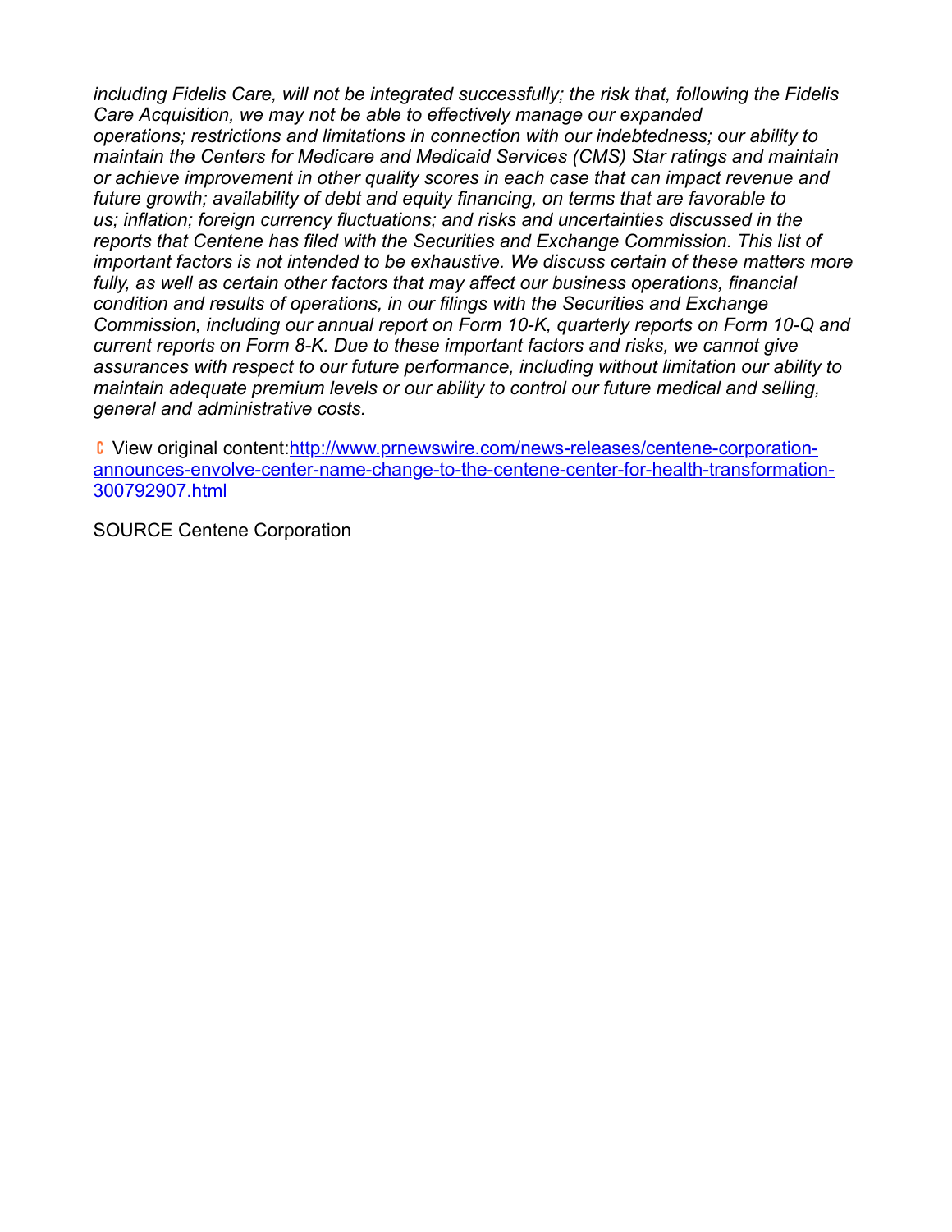*including Fidelis Care, will not be integrated successfully; the risk that, following the Fidelis Care Acquisition, we may not be able to effectively manage our expanded operations; restrictions and limitations in connection with our indebtedness; our ability to maintain the Centers for Medicare and Medicaid Services (CMS) Star ratings and maintain or achieve improvement in other quality scores in each case that can impact revenue and future growth; availability of debt and equity financing, on terms that are favorable to us; inflation; foreign currency fluctuations; and risks and uncertainties discussed in the reports that Centene has filed with the Securities and Exchange Commission. This list of important factors is not intended to be exhaustive. We discuss certain of these matters more fully, as well as certain other factors that may affect our business operations, financial condition and results of operations, in our filings with the Securities and Exchange Commission, including our annual report on Form 10-K, quarterly reports on Form 10-Q and current reports on Form 8-K. Due to these important factors and risks, we cannot give assurances with respect to our future performance, including without limitation our ability to maintain adequate premium levels or our ability to control our future medical and selling, general and administrative costs.*

View original content:[http://www.prnewswire.com/news-releases/centene-corporation-announces-envolve-center-name-change-to-the-centene-center-for-health-transformation-300792907.html](http://www.prnewswire.com/news-releases/centene-corporation-announces-envolve-center-name-change-to-the-centene-center-for-health-transformation-300792907.html)

SOURCE Centene Corporation